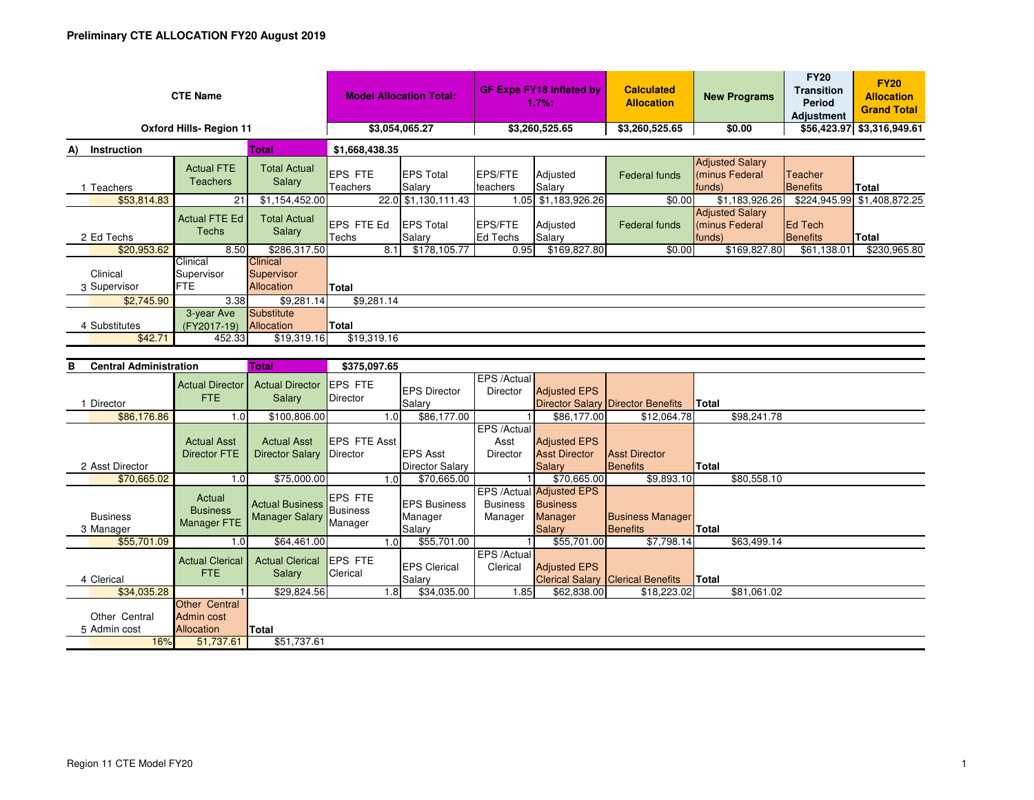**Preliminary CTE ALLOCATION FY20 August 2019**

| CTE Name | | | Model Allocation Total: | | GF Exps FY18 Inflated by 1.7%: | | Calculated Allocation | New Programs | FY20 Transition Period Adjustment | FY20 Allocation Grand Total |
|---|---|---|---|---|---|---|---|---|---|---|
| Oxford Hills- Region 11 | | | $3,054,065.27 | | $3,260,525.65 | | $3,260,525.65 | $0.00 | $56,423.97 | $3,316,949.61 |

**A) Instruction** — Total: $1,668,438.35

| | Actual FTE Teachers | Total Actual Salary | EPS FTE Teachers | EPS Total Salary | EPS/FTE teachers | Adjusted Salary | Federal funds | Adjusted Salary (minus Federal funds) | Teacher Benefits | Total |
|---|---|---|---|---|---|---|---|---|---|---|
| 1 Teachers | | | | | | | | | | |
| $53,814.83 | 21 | $1,154,452.00 | 22.0 | $1,130,111.43 | 1.05 | $1,183,926.26 | $0.00 | $1,183,926.26 | $224,945.99 | $1,408,872.25 |

| | Actual FTE Ed Techs | Total Actual Salary | EPS FTE Ed Techs | EPS Total Salary | EPS/FTE Ed Techs | Adjusted Salary | Federal funds | Adjusted Salary (minus Federal funds) | Ed Tech Benefits | Total |
|---|---|---|---|---|---|---|---|---|---|---|
| 2 Ed Techs | | | | | | | | | | |
| $20,953.62 | 8.50 | $286,317.50 | 8.1 | $178,105.77 | 0.95 | $169,827.80 | $0.00 | $169,827.80 | $61,138.01 | $230,965.80 |

| | Clinical Supervisor FTE | Clinical Supervisor Allocation | Total |
|---|---|---|---|
| 3 Clinical Supervisor | | | |
| $2,745.90 | 3.38 | $9,281.14 | $9,281.14 |

| | 3-year Ave (FY2017-19) | Substitute Allocation | Total |
|---|---|---|---|
| 4 Substitutes | | | |
| $42.71 | 452.33 | $19,319.16 | $19,319.16 |

**B Central Administration** — Total: $375,097.65

| | Actual Director FTE | Actual Director Salary | EPS FTE Director | EPS Director Salary | EPS /Actual Director | Adjusted EPS Director Salary | Director Benefits | Total |
|---|---|---|---|---|---|---|---|---|
| 1 Director | | | | | | | | |
| $86,176.86 | 1.0 | $100,806.00 | 1.0 | $86,177.00 | 1 | $86,177.00 | $12,064.78 | $98,241.78 |

| | Actual Asst Director FTE | Actual Asst Director Salary | EPS FTE Asst Director | EPS Asst Director Salary | EPS /Actual Asst Director | Adjusted EPS Asst Director Salary | Asst Director Benefits | Total |
|---|---|---|---|---|---|---|---|---|
| 2 Asst Director | | | | | | | | |
| $70,665.02 | 1.0 | $75,000.00 | 1.0 | $70,665.00 | 1 | $70,665.00 | $9,893.10 | $80,558.10 |

| | Actual Business Manager FTE | Actual Business Manager Salary | EPS FTE Business Manager | EPS Business Manager Salary | EPS /Actual Business Manager | Adjusted EPS Business Manager Salary | Business Manager Benefits | Total |
|---|---|---|---|---|---|---|---|---|
| 3 Business Manager | | | | | | | | |
| $55,701.09 | 1.0 | $64,461.00 | 1.0 | $55,701.00 | 1 | $55,701.00 | $7,798.14 | $63,499.14 |

| | Actual Clerical FTE | Actual Clerical Salary | EPS FTE Clerical | EPS Clerical Salary | EPS /Actual Clerical | Adjusted EPS Clerical Salary | Clerical Benefits | Total |
|---|---|---|---|---|---|---|---|---|
| 4 Clerical | | | | | | | | |
| $34,035.28 | 1 | $29,824.56 | 1.8 | $34,035.00 | 1.85 | $62,838.00 | $18,223.02 | $81,061.02 |

| | Other Central Admin cost Allocation | Total |
|---|---|---|
| 5 Other Central Admin cost | | |
| 16% | 51,737.61 | $51,737.61 |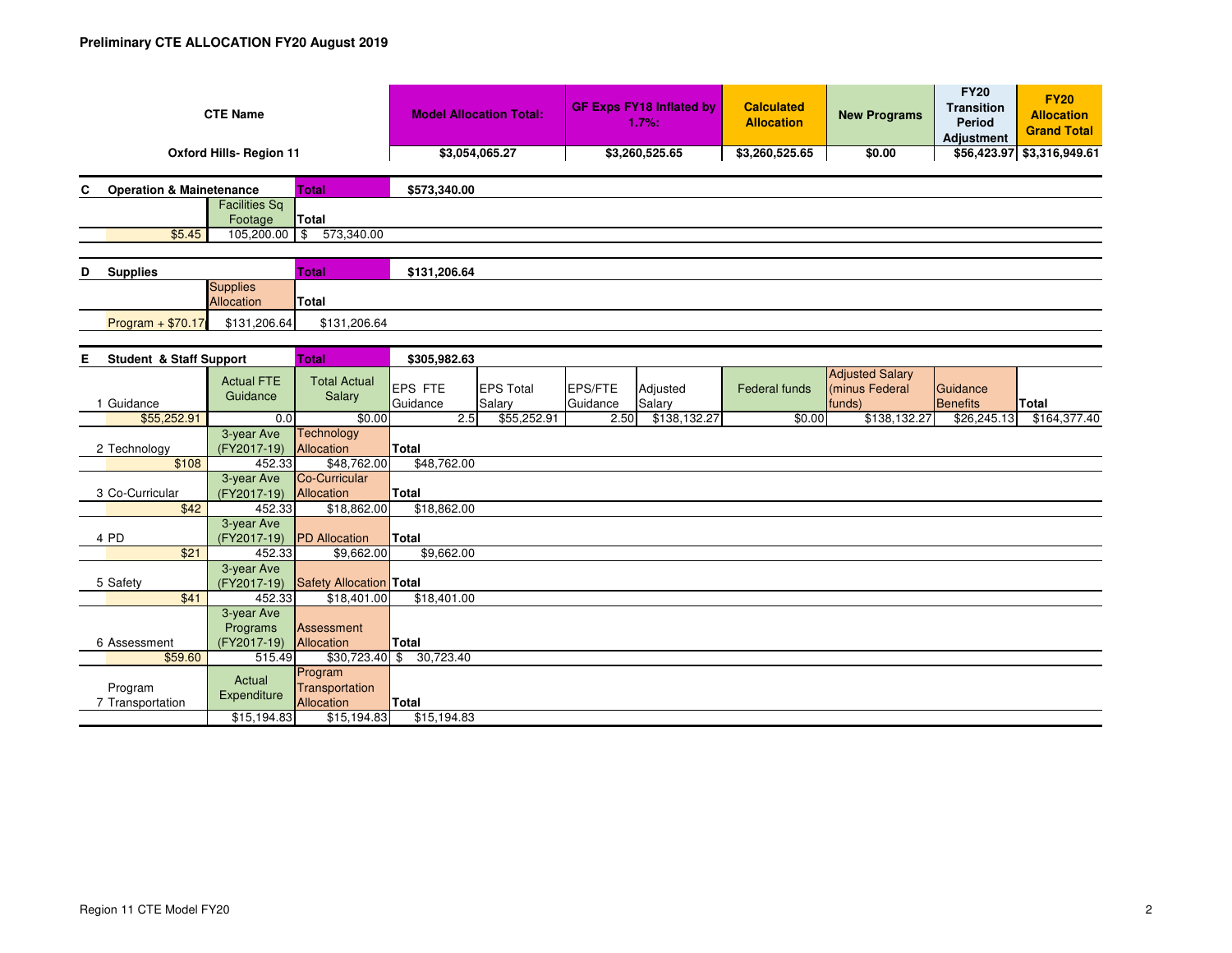**Preliminary CTE ALLOCATION FY20 August 2019**

| CTE Name | Model Allocation Total: | GF Exps FY18 Inflated by 1.7%: | Calculated Allocation | New Programs | FY20 Transition Period Adjustment | FY20 Allocation Grand Total |
|---|---|---|---|---|---|---|
| Oxford Hills- Region 11 | $3,054,065.27 | $3,260,525.65 | $3,260,525.65 | $0.00 | $56,423.97 | $3,316,949.61 |

| C | Operation & Mainetenance | | Total | $573,340.00 |
|---|---|---|---|---|
| | | Facilities Sq Footage | Total | |
| | $5.45 | 105,200.00 | $ 573,340.00 | |

| D | Supplies | | Total | $131,206.64 |
|---|---|---|---|---|
| | | Supplies Allocation | Total | |
| | Program + $70.17 | $131,206.64 | $131,206.64 | |

| E | Student & Staff Support | | Total | $305,982.63 | | | | | | | |
|---|---|---|---|---|---|---|---|---|---|---|---|
| | 1 Guidance | Actual FTE Guidance | Total Actual Salary | EPS FTE Guidance | EPS Total Salary | EPS/FTE Guidance | Adjusted Salary | Federal funds | Adjusted Salary (minus Federal funds) | Guidance Benefits | Total |
| | $55,252.91 | 0.0 | $0.00 | 2.5 | $55,252.91 | 2.50 | $138,132.27 | $0.00 | $138,132.27 | $26,245.13 | $164,377.40 |
| | 2 Technology | 3-year Ave (FY2017-19) | Technology Allocation | Total | | | | | | | |
| | $108 | 452.33 | $48,762.00 | $48,762.00 | | | | | | | |
| | 3 Co-Curricular | 3-year Ave (FY2017-19) | Co-Curricular Allocation | Total | | | | | | | |
| | $42 | 452.33 | $18,862.00 | $18,862.00 | | | | | | | |
| | 4 PD | 3-year Ave (FY2017-19) | PD Allocation | Total | | | | | | | |
| | $21 | 452.33 | $9,662.00 | $9,662.00 | | | | | | | |
| | 5 Safety | 3-year Ave (FY2017-19) | Safety Allocation | Total | | | | | | | |
| | $41 | 452.33 | $18,401.00 | $18,401.00 | | | | | | | |
| | 6 Assessment | 3-year Ave Programs (FY2017-19) | Assessment Allocation | Total | | | | | | | |
| | $59.60 | 515.49 | $30,723.40 | $ 30,723.40 | | | | | | | |
| | 7 Program Transportation | Actual Expenditure | Program Transportation Allocation | Total | | | | | | | |
| | | $15,194.83 | $15,194.83 | $15,194.83 | | | | | | | |

Region 11 CTE Model FY20